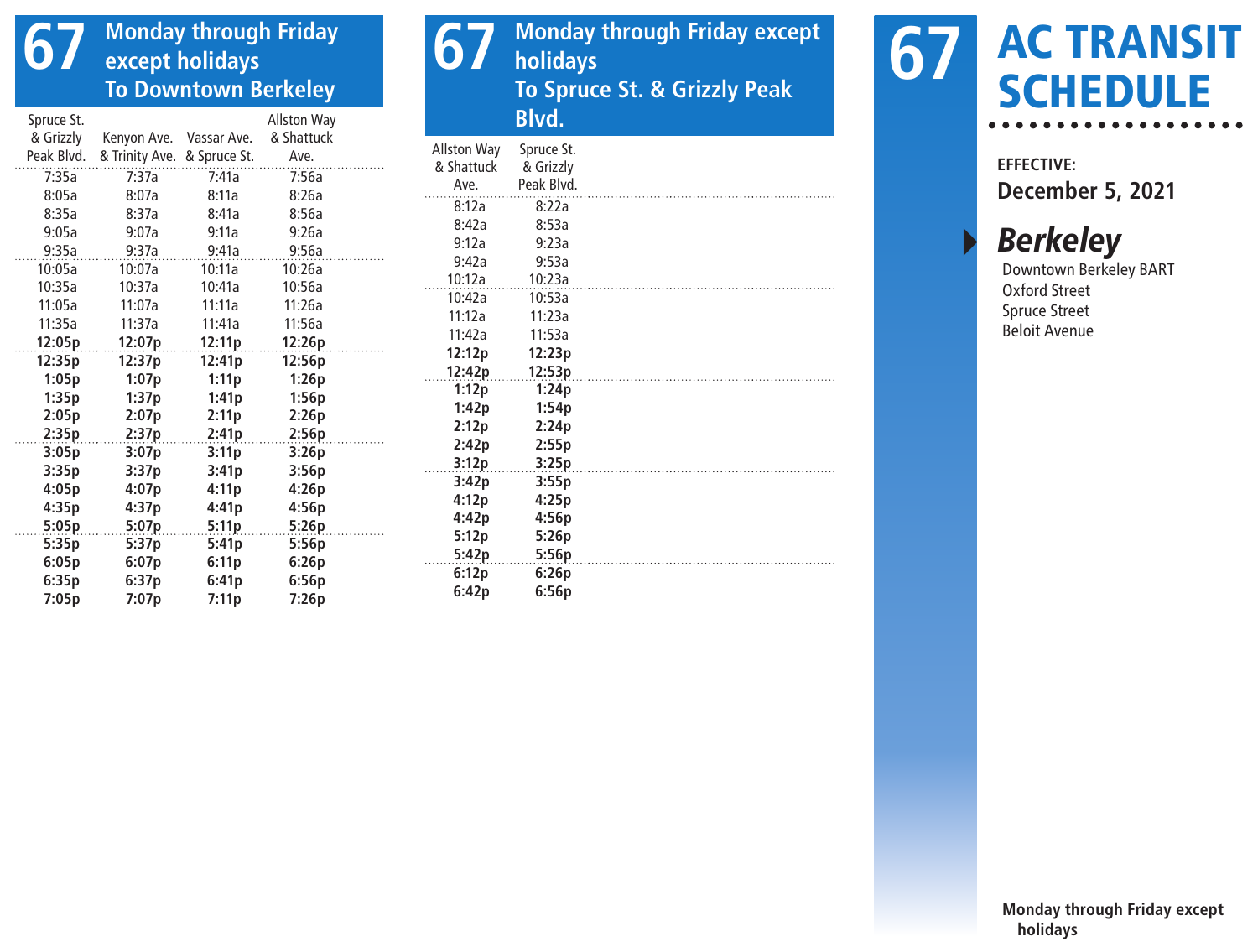# 67 AC TRANSIT SCHEDULE

**EFFECTIVE:**
**December 5, 2021**

## *Berkeley*

Downtown Berkeley BART
Oxford Street
Spruce Street
Beloit Avenue

**Monday through Friday except holidays**

## 67 Monday through Friday except holidays — To Downtown Berkeley

| Spruce St. & Grizzly Peak Blvd. | Kenyon Ave. & Trinity Ave. | Vassar Ave. & Spruce St. | Allston Way & Shattuck Ave. |
|---|---|---|---|
| 7:35a | 7:37a | 7:41a | 7:56a |
| 8:05a | 8:07a | 8:11a | 8:26a |
| 8:35a | 8:37a | 8:41a | 8:56a |
| 9:05a | 9:07a | 9:11a | 9:26a |
| 9:35a | 9:37a | 9:41a | 9:56a |
| 10:05a | 10:07a | 10:11a | 10:26a |
| 10:35a | 10:37a | 10:41a | 10:56a |
| 11:05a | 11:07a | 11:11a | 11:26a |
| 11:35a | 11:37a | 11:41a | 11:56a |
| **12:05p** | **12:07p** | **12:11p** | **12:26p** |
| **12:35p** | **12:37p** | **12:41p** | **12:56p** |
| **1:05p** | **1:07p** | **1:11p** | **1:26p** |
| **1:35p** | **1:37p** | **1:41p** | **1:56p** |
| **2:05p** | **2:07p** | **2:11p** | **2:26p** |
| **2:35p** | **2:37p** | **2:41p** | **2:56p** |
| **3:05p** | **3:07p** | **3:11p** | **3:26p** |
| **3:35p** | **3:37p** | **3:41p** | **3:56p** |
| **4:05p** | **4:07p** | **4:11p** | **4:26p** |
| **4:35p** | **4:37p** | **4:41p** | **4:56p** |
| **5:05p** | **5:07p** | **5:11p** | **5:26p** |
| **5:35p** | **5:37p** | **5:41p** | **5:56p** |
| **6:05p** | **6:07p** | **6:11p** | **6:26p** |
| **6:35p** | **6:37p** | **6:41p** | **6:56p** |
| **7:05p** | **7:07p** | **7:11p** | **7:26p** |

## 67 Monday through Friday except holidays — To Spruce St. & Grizzly Peak Blvd.

| Allston Way & Shattuck Ave. | Spruce St. & Grizzly Peak Blvd. |
|---|---|
| 8:12a | 8:22a |
| 8:42a | 8:53a |
| 9:12a | 9:23a |
| 9:42a | 9:53a |
| 10:12a | 10:23a |
| 10:42a | 10:53a |
| 11:12a | 11:23a |
| 11:42a | 11:53a |
| **12:12p** | **12:23p** |
| **12:42p** | **12:53p** |
| **1:12p** | **1:24p** |
| **1:42p** | **1:54p** |
| **2:12p** | **2:24p** |
| **2:42p** | **2:55p** |
| **3:12p** | **3:25p** |
| **3:42p** | **3:55p** |
| **4:12p** | **4:25p** |
| **4:42p** | **4:56p** |
| **5:12p** | **5:26p** |
| **5:42p** | **5:56p** |
| **6:12p** | **6:26p** |
| **6:42p** | **6:56p** |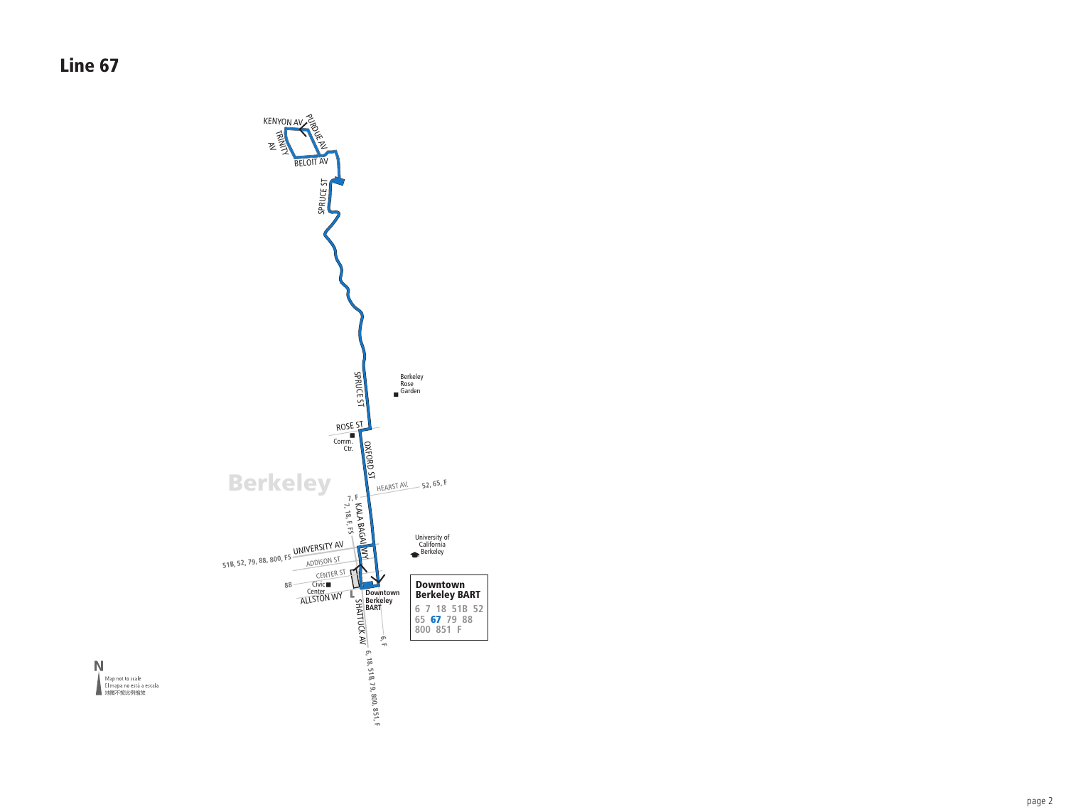# Line 67

KENYON AV

PURDUE AV

TRINITY AV

BELOIT AV

SPRUCE ST

Berkeley Rose Garden

SPRUCE ST

ROSE ST

Comm. Ctr.

OXFORD ST

Berkeley

HEARST AV.

52, 65, F

7, F

7, 18, F, FS

KALA BAGAI WY

UNIVERSITY AV

51B, 52, 79, 88, 800, FS

ADDISON ST

CENTER ST

88

Civic Center

ALLSTON WY

University of California Berkeley

Downtown Berkeley BART

SHATTUCK AV

6, F

6, 18, 51B, 79, 800, 851, F

**Downtown Berkeley BART**

6 7 18 51B 52
65 **67** 79 88
800 851 F

N

Map not to scale
El mapa no está a escala
地圖不按比例縮放